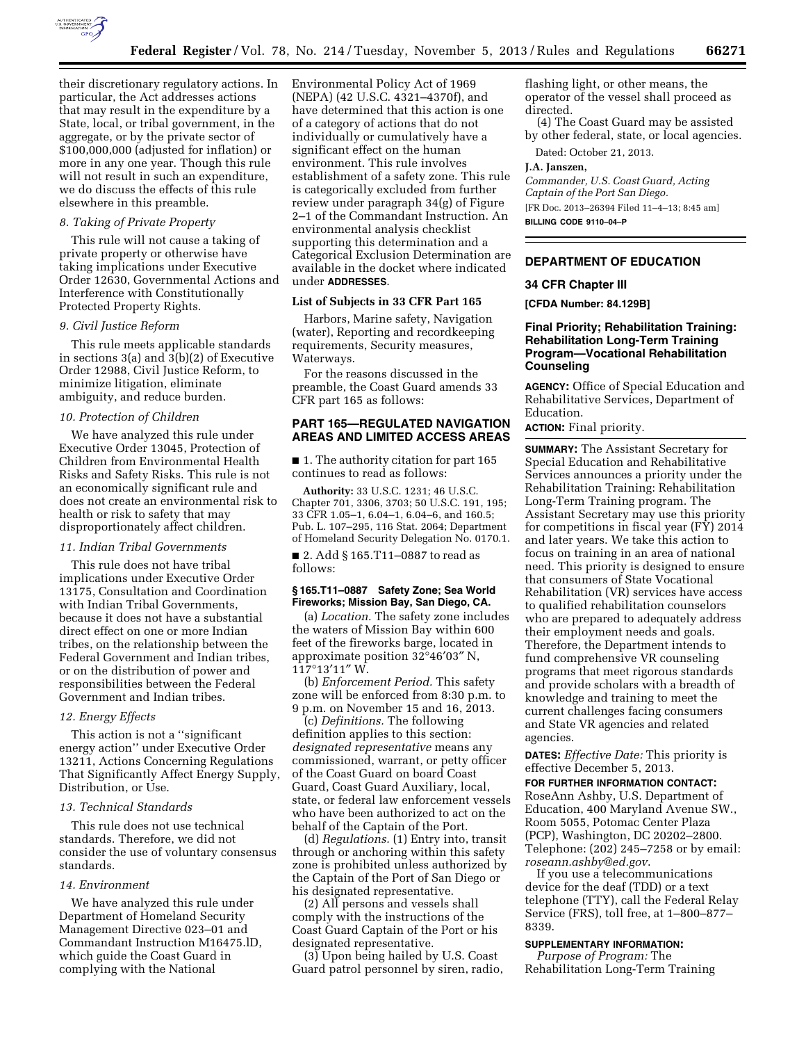their discretionary regulatory actions. In particular, the Act addresses actions that may result in the expenditure by a State, local, or tribal government, in the aggregate, or by the private sector of $100,000,000 (adjusted for inflation) or more in any one year. Though this rule will not result in such an expenditure, we do discuss the effects of this rule elsewhere in this preamble.

*8. Taking of Private Property*

This rule will not cause a taking of private property or otherwise have taking implications under Executive Order 12630, Governmental Actions and Interference with Constitutionally Protected Property Rights.

*9. Civil Justice Reform*

This rule meets applicable standards in sections 3(a) and 3(b)(2) of Executive Order 12988, Civil Justice Reform, to minimize litigation, eliminate ambiguity, and reduce burden.

*10. Protection of Children*

We have analyzed this rule under Executive Order 13045, Protection of Children from Environmental Health Risks and Safety Risks. This rule is not an economically significant rule and does not create an environmental risk to health or risk to safety that may disproportionately affect children.

*11. Indian Tribal Governments*

This rule does not have tribal implications under Executive Order 13175, Consultation and Coordination with Indian Tribal Governments, because it does not have a substantial direct effect on one or more Indian tribes, on the relationship between the Federal Government and Indian tribes, or on the distribution of power and responsibilities between the Federal Government and Indian tribes.

*12. Energy Effects*

This action is not a ''significant energy action'' under Executive Order 13211, Actions Concerning Regulations That Significantly Affect Energy Supply, Distribution, or Use.

*13. Technical Standards*

This rule does not use technical standards. Therefore, we did not consider the use of voluntary consensus standards.

*14. Environment*

We have analyzed this rule under Department of Homeland Security Management Directive 023–01 and Commandant Instruction M16475.lD, which guide the Coast Guard in complying with the National Environmental Policy Act of 1969 (NEPA) (42 U.S.C. 4321–4370f), and have determined that this action is one of a category of actions that do not individually or cumulatively have a significant effect on the human environment. This rule involves establishment of a safety zone. This rule is categorically excluded from further review under paragraph 34(g) of Figure 2–1 of the Commandant Instruction. An environmental analysis checklist supporting this determination and a Categorical Exclusion Determination are available in the docket where indicated under **ADDRESSES**.

### List of Subjects in 33 CFR Part 165

Harbors, Marine safety, Navigation (water), Reporting and recordkeeping requirements, Security measures, Waterways.

For the reasons discussed in the preamble, the Coast Guard amends 33 CFR part 165 as follows:

## PART 165—REGULATED NAVIGATION AREAS AND LIMITED ACCESS AREAS

■ 1. The authority citation for part 165 continues to read as follows:

**Authority:** 33 U.S.C. 1231; 46 U.S.C. Chapter 701, 3306, 3703; 50 U.S.C. 191, 195; 33 CFR 1.05–1, 6.04–1, 6.04–6, and 160.5; Pub. L. 107–295, 116 Stat. 2064; Department of Homeland Security Delegation No. 0170.1.

■ 2. Add § 165.T11–0887 to read as follows:

#### § 165.T11–0887 Safety Zone; Sea World Fireworks; Mission Bay, San Diego, CA.

(a) *Location.* The safety zone includes the waters of Mission Bay within 600 feet of the fireworks barge, located in approximate position 32°46′03″ N, 117°13′11″ W.

(b) *Enforcement Period.* This safety zone will be enforced from 8:30 p.m. to 9 p.m. on November 15 and 16, 2013.

(c) *Definitions.* The following definition applies to this section: *designated representative* means any commissioned, warrant, or petty officer of the Coast Guard on board Coast Guard, Coast Guard Auxiliary, local, state, or federal law enforcement vessels who have been authorized to act on the behalf of the Captain of the Port.

(d) *Regulations.* (1) Entry into, transit through or anchoring within this safety zone is prohibited unless authorized by the Captain of the Port of San Diego or his designated representative.

(2) All persons and vessels shall comply with the instructions of the Coast Guard Captain of the Port or his designated representative.

(3) Upon being hailed by U.S. Coast Guard patrol personnel by siren, radio, flashing light, or other means, the operator of the vessel shall proceed as directed.

(4) The Coast Guard may be assisted by other federal, state, or local agencies.

Dated: October 21, 2013.

**J.A. Janszen,**

*Commander, U.S. Coast Guard, Acting Captain of the Port San Diego.*

[FR Doc. 2013–26394 Filed 11–4–13; 8:45 am]

**BILLING CODE 9110–04–P**

## DEPARTMENT OF EDUCATION

### 34 CFR Chapter III

**[CFDA Number: 84.129B]**

### Final Priority; Rehabilitation Training: Rehabilitation Long-Term Training Program—Vocational Rehabilitation Counseling

**AGENCY:** Office of Special Education and Rehabilitative Services, Department of Education.

**ACTION:** Final priority.

**SUMMARY:** The Assistant Secretary for Special Education and Rehabilitative Services announces a priority under the Rehabilitation Training: Rehabilitation Long-Term Training program. The Assistant Secretary may use this priority for competitions in fiscal year (FY) 2014 and later years. We take this action to focus on training in an area of national need. This priority is designed to ensure that consumers of State Vocational Rehabilitation (VR) services have access to qualified rehabilitation counselors who are prepared to adequately address their employment needs and goals. Therefore, the Department intends to fund comprehensive VR counseling programs that meet rigorous standards and provide scholars with a breadth of knowledge and training to meet the current challenges facing consumers and State VR agencies and related agencies.

**DATES:** *Effective Date:* This priority is effective December 5, 2013.

**FOR FURTHER INFORMATION CONTACT:** RoseAnn Ashby, U.S. Department of Education, 400 Maryland Avenue SW., Room 5055, Potomac Center Plaza (PCP), Washington, DC 20202–2800. Telephone: (202) 245–7258 or by email: *roseann.ashby@ed.gov*.

If you use a telecommunications device for the deaf (TDD) or a text telephone (TTY), call the Federal Relay Service (FRS), toll free, at 1–800–877–8339.

**SUPPLEMENTARY INFORMATION:**

*Purpose of Program:* The Rehabilitation Long-Term Training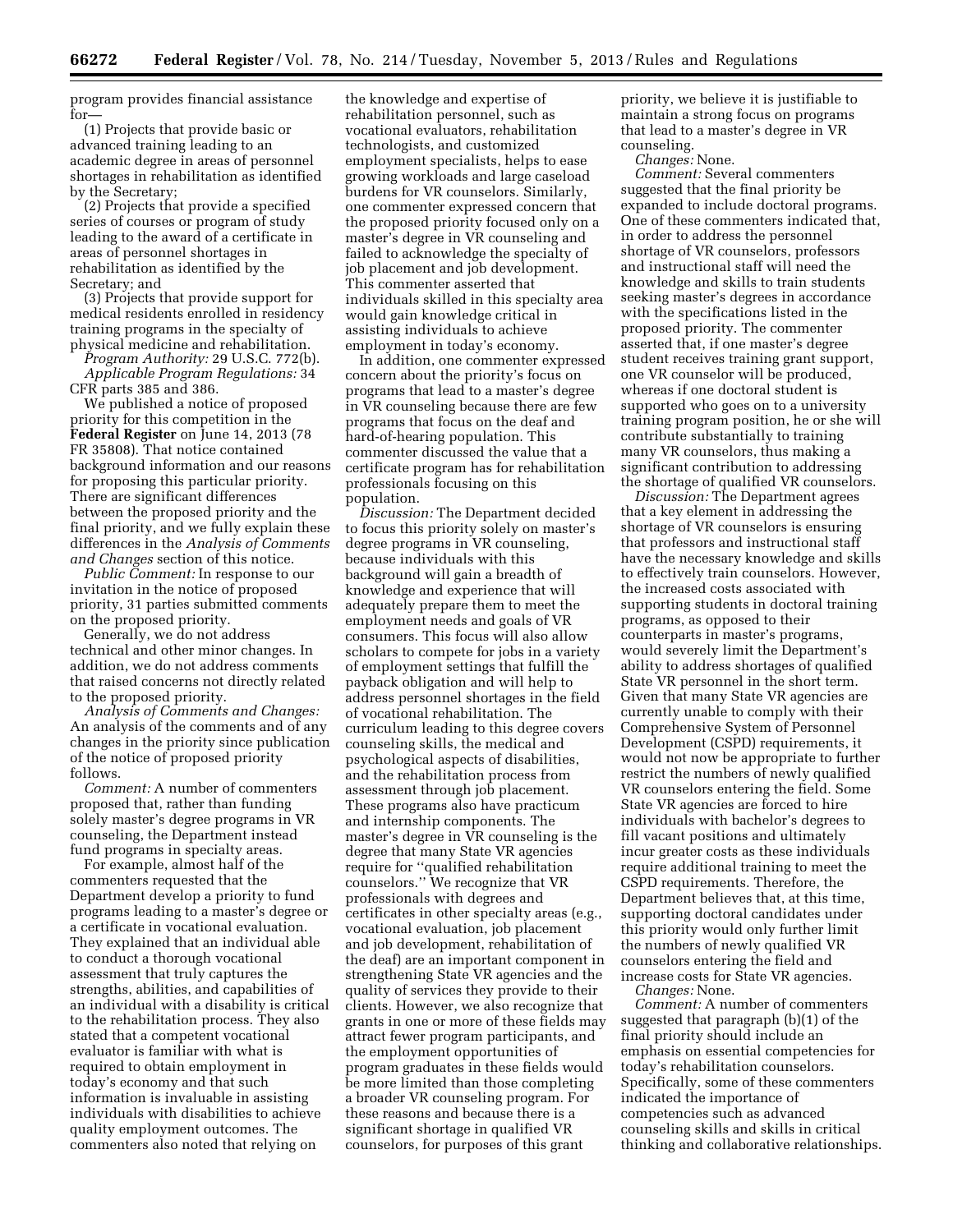program provides financial assistance for—

(1) Projects that provide basic or advanced training leading to an academic degree in areas of personnel shortages in rehabilitation as identified by the Secretary;

(2) Projects that provide a specified series of courses or program of study leading to the award of a certificate in areas of personnel shortages in rehabilitation as identified by the Secretary; and

(3) Projects that provide support for medical residents enrolled in residency training programs in the specialty of physical medicine and rehabilitation.

*Program Authority:* 29 U.S.C. 772(b).

*Applicable Program Regulations:* 34 CFR parts 385 and 386.

We published a notice of proposed priority for this competition in the **Federal Register** on June 14, 2013 (78 FR 35808). That notice contained background information and our reasons for proposing this particular priority. There are significant differences between the proposed priority and the final priority, and we fully explain these differences in the *Analysis of Comments and Changes* section of this notice.

*Public Comment:* In response to our invitation in the notice of proposed priority, 31 parties submitted comments on the proposed priority.

Generally, we do not address technical and other minor changes. In addition, we do not address comments that raised concerns not directly related to the proposed priority.

*Analysis of Comments and Changes:* An analysis of the comments and of any changes in the priority since publication of the notice of proposed priority follows.

*Comment:* A number of commenters proposed that, rather than funding solely master's degree programs in VR counseling, the Department instead fund programs in specialty areas.

For example, almost half of the commenters requested that the Department develop a priority to fund programs leading to a master's degree or a certificate in vocational evaluation. They explained that an individual able to conduct a thorough vocational assessment that truly captures the strengths, abilities, and capabilities of an individual with a disability is critical to the rehabilitation process. They also stated that a competent vocational evaluator is familiar with what is required to obtain employment in today's economy and that such information is invaluable in assisting individuals with disabilities to achieve quality employment outcomes. The commenters also noted that relying on the knowledge and expertise of rehabilitation personnel, such as vocational evaluators, rehabilitation technologists, and customized employment specialists, helps to ease growing workloads and large caseload burdens for VR counselors. Similarly, one commenter expressed concern that the proposed priority focused only on a master's degree in VR counseling and failed to acknowledge the specialty of job placement and job development. This commenter asserted that individuals skilled in this specialty area would gain knowledge critical in assisting individuals to achieve employment in today's economy.

In addition, one commenter expressed concern about the priority's focus on programs that lead to a master's degree in VR counseling because there are few programs that focus on the deaf and hard-of-hearing population. This commenter discussed the value that a certificate program has for rehabilitation professionals focusing on this population.

*Discussion:* The Department decided to focus this priority solely on master's degree programs in VR counseling, because individuals with this background will gain a breadth of knowledge and experience that will adequately prepare them to meet the employment needs and goals of VR consumers. This focus will also allow scholars to compete for jobs in a variety of employment settings that fulfill the payback obligation and will help to address personnel shortages in the field of vocational rehabilitation. The curriculum leading to this degree covers counseling skills, the medical and psychological aspects of disabilities, and the rehabilitation process from assessment through job placement. These programs also have practicum and internship components. The master's degree in VR counseling is the degree that many State VR agencies require for "qualified rehabilitation counselors." We recognize that VR professionals with degrees and certificates in other specialty areas (e.g., vocational evaluation, job placement and job development, rehabilitation of the deaf) are an important component in strengthening State VR agencies and the quality of services they provide to their clients. However, we also recognize that grants in one or more of these fields may attract fewer program participants, and the employment opportunities of program graduates in these fields would be more limited than those completing a broader VR counseling program. For these reasons and because there is a significant shortage in qualified VR counselors, for purposes of this grant priority, we believe it is justifiable to maintain a strong focus on programs that lead to a master's degree in VR counseling.

*Changes:* None.

*Comment:* Several commenters suggested that the final priority be expanded to include doctoral programs. One of these commenters indicated that, in order to address the personnel shortage of VR counselors, professors and instructional staff will need the knowledge and skills to train students seeking master's degrees in accordance with the specifications listed in the proposed priority. The commenter asserted that, if one master's degree student receives training grant support, one VR counselor will be produced, whereas if one doctoral student is supported who goes on to a university training program position, he or she will contribute substantially to training many VR counselors, thus making a significant contribution to addressing the shortage of qualified VR counselors.

*Discussion:* The Department agrees that a key element in addressing the shortage of VR counselors is ensuring that professors and instructional staff have the necessary knowledge and skills to effectively train counselors. However, the increased costs associated with supporting students in doctoral training programs, as opposed to their counterparts in master's programs, would severely limit the Department's ability to address shortages of qualified State VR personnel in the short term. Given that many State VR agencies are currently unable to comply with their Comprehensive System of Personnel Development (CSPD) requirements, it would not now be appropriate to further restrict the numbers of newly qualified VR counselors entering the field. Some State VR agencies are forced to hire individuals with bachelor's degrees to fill vacant positions and ultimately incur greater costs as these individuals require additional training to meet the CSPD requirements. Therefore, the Department believes that, at this time, supporting doctoral candidates under this priority would only further limit the numbers of newly qualified VR counselors entering the field and increase costs for State VR agencies.

*Changes:* None.

*Comment:* A number of commenters suggested that paragraph (b)(1) of the final priority should include an emphasis on essential competencies for today's rehabilitation counselors. Specifically, some of these commenters indicated the importance of competencies such as advanced counseling skills and skills in critical thinking and collaborative relationships.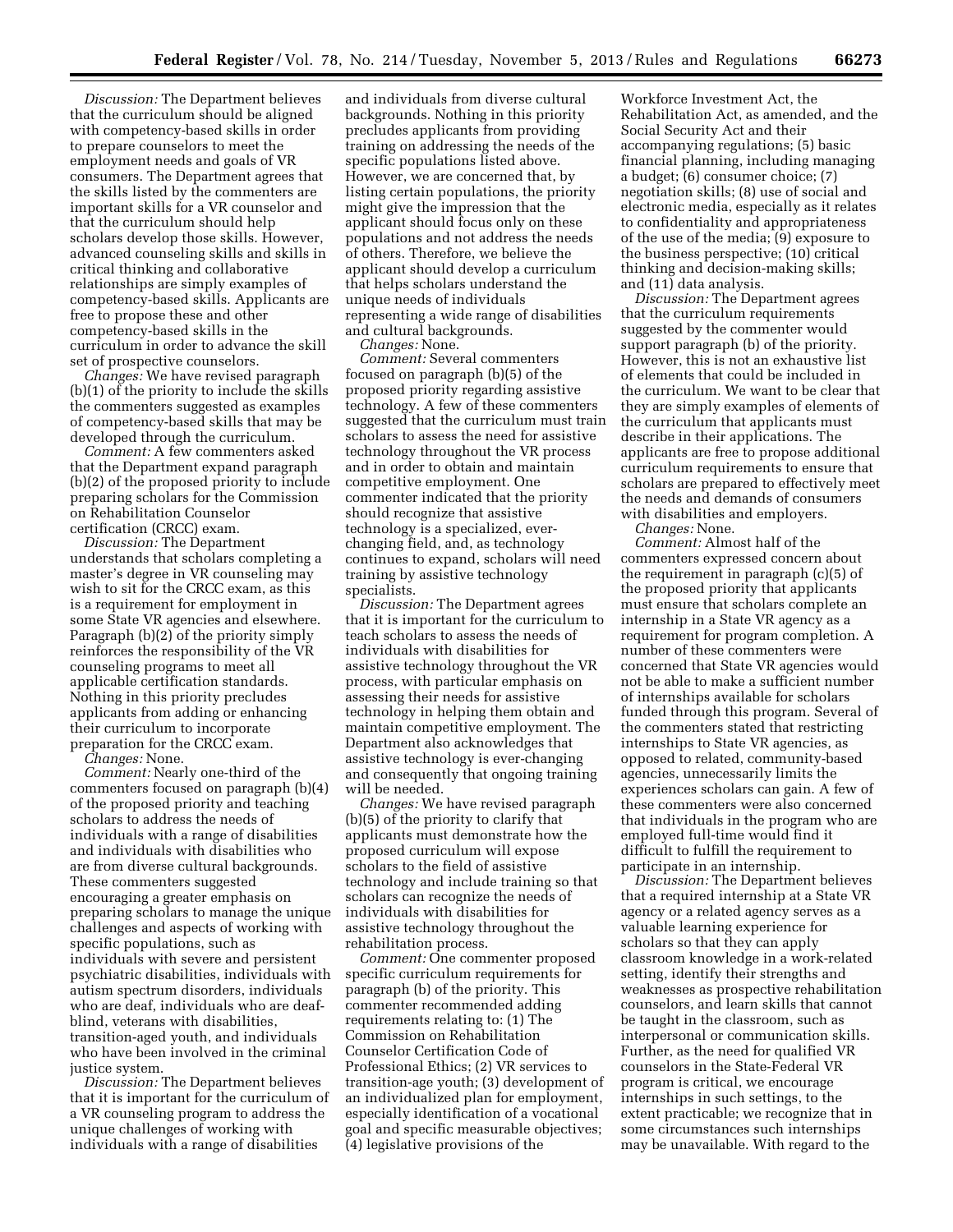*Discussion:* The Department believes that the curriculum should be aligned with competency-based skills in order to prepare counselors to meet the employment needs and goals of VR consumers. The Department agrees that the skills listed by the commenters are important skills for a VR counselor and that the curriculum should help scholars develop those skills. However, advanced counseling skills and skills in critical thinking and collaborative relationships are simply examples of competency-based skills. Applicants are free to propose these and other competency-based skills in the curriculum in order to advance the skill set of prospective counselors.

*Changes:* We have revised paragraph (b)(1) of the priority to include the skills the commenters suggested as examples of competency-based skills that may be developed through the curriculum.

*Comment:* A few commenters asked that the Department expand paragraph (b)(2) of the proposed priority to include preparing scholars for the Commission on Rehabilitation Counselor certification (CRCC) exam.

*Discussion:* The Department understands that scholars completing a master's degree in VR counseling may wish to sit for the CRCC exam, as this is a requirement for employment in some State VR agencies and elsewhere. Paragraph (b)(2) of the priority simply reinforces the responsibility of the VR counseling programs to meet all applicable certification standards. Nothing in this priority precludes applicants from adding or enhancing their curriculum to incorporate preparation for the CRCC exam.

*Changes:* None.

*Comment:* Nearly one-third of the commenters focused on paragraph (b)(4) of the proposed priority and teaching scholars to address the needs of individuals with a range of disabilities and individuals with disabilities who are from diverse cultural backgrounds. These commenters suggested encouraging a greater emphasis on preparing scholars to manage the unique challenges and aspects of working with specific populations, such as individuals with severe and persistent psychiatric disabilities, individuals with autism spectrum disorders, individuals who are deaf, individuals who are deaf-blind, veterans with disabilities, transition-aged youth, and individuals who have been involved in the criminal justice system.

*Discussion:* The Department believes that it is important for the curriculum of a VR counseling program to address the unique challenges of working with individuals with a range of disabilities and individuals from diverse cultural backgrounds. Nothing in this priority precludes applicants from providing training on addressing the needs of the specific populations listed above. However, we are concerned that, by listing certain populations, the priority might give the impression that the applicant should focus only on these populations and not address the needs of others. Therefore, we believe the applicant should develop a curriculum that helps scholars understand the unique needs of individuals representing a wide range of disabilities and cultural backgrounds.

*Changes:* None.

*Comment:* Several commenters focused on paragraph (b)(5) of the proposed priority regarding assistive technology. A few of these commenters suggested that the curriculum must train scholars to assess the need for assistive technology throughout the VR process and in order to obtain and maintain competitive employment. One commenter indicated that the priority should recognize that assistive technology is a specialized, ever-changing field, and, as technology continues to expand, scholars will need training by assistive technology specialists.

*Discussion:* The Department agrees that it is important for the curriculum to teach scholars to assess the needs of individuals with disabilities for assistive technology throughout the VR process, with particular emphasis on assessing their needs for assistive technology in helping them obtain and maintain competitive employment. The Department also acknowledges that assistive technology is ever-changing and consequently that ongoing training will be needed.

*Changes:* We have revised paragraph (b)(5) of the priority to clarify that applicants must demonstrate how the proposed curriculum will expose scholars to the field of assistive technology and include training so that scholars can recognize the needs of individuals with disabilities for assistive technology throughout the rehabilitation process.

*Comment:* One commenter proposed specific curriculum requirements for paragraph (b) of the priority. This commenter recommended adding requirements relating to: (1) The Commission on Rehabilitation Counselor Certification Code of Professional Ethics; (2) VR services to transition-age youth; (3) development of an individualized plan for employment, especially identification of a vocational goal and specific measurable objectives; (4) legislative provisions of the Workforce Investment Act, the Rehabilitation Act, as amended, and the Social Security Act and their accompanying regulations; (5) basic financial planning, including managing a budget; (6) consumer choice; (7) negotiation skills; (8) use of social and electronic media, especially as it relates to confidentiality and appropriateness of the use of the media; (9) exposure to the business perspective; (10) critical thinking and decision-making skills; and (11) data analysis.

*Discussion:* The Department agrees that the curriculum requirements suggested by the commenter would support paragraph (b) of the priority. However, this is not an exhaustive list of elements that could be included in the curriculum. We want to be clear that they are simply examples of elements of the curriculum that applicants must describe in their applications. The applicants are free to propose additional curriculum requirements to ensure that scholars are prepared to effectively meet the needs and demands of consumers with disabilities and employers.

*Changes:* None.

*Comment:* Almost half of the commenters expressed concern about the requirement in paragraph (c)(5) of the proposed priority that applicants must ensure that scholars complete an internship in a State VR agency as a requirement for program completion. A number of these commenters were concerned that State VR agencies would not be able to make a sufficient number of internships available for scholars funded through this program. Several of the commenters stated that restricting internships to State VR agencies, as opposed to related, community-based agencies, unnecessarily limits the experiences scholars can gain. A few of these commenters were also concerned that individuals in the program who are employed full-time would find it difficult to fulfill the requirement to participate in an internship.

*Discussion:* The Department believes that a required internship at a State VR agency or a related agency serves as a valuable learning experience for scholars so that they can apply classroom knowledge in a work-related setting, identify their strengths and weaknesses as prospective rehabilitation counselors, and learn skills that cannot be taught in the classroom, such as interpersonal or communication skills. Further, as the need for qualified VR counselors in the State-Federal VR program is critical, we encourage internships in such settings, to the extent practicable; we recognize that in some circumstances such internships may be unavailable. With regard to the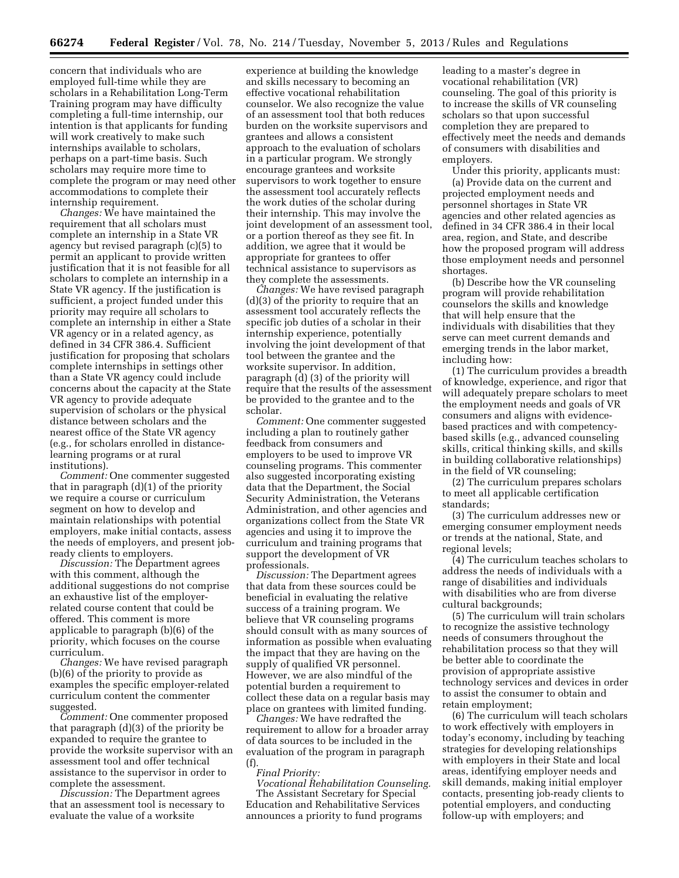concern that individuals who are employed full-time while they are scholars in a Rehabilitation Long-Term Training program may have difficulty completing a full-time internship, our intention is that applicants for funding will work creatively to make such internships available to scholars, perhaps on a part-time basis. Such scholars may require more time to complete the program or may need other accommodations to complete their internship requirement.

*Changes:* We have maintained the requirement that all scholars must complete an internship in a State VR agency but revised paragraph (c)(5) to permit an applicant to provide written justification that it is not feasible for all scholars to complete an internship in a State VR agency. If the justification is sufficient, a project funded under this priority may require all scholars to complete an internship in either a State VR agency or in a related agency, as defined in 34 CFR 386.4. Sufficient justification for proposing that scholars complete internships in settings other than a State VR agency could include concerns about the capacity at the State VR agency to provide adequate supervision of scholars or the physical distance between scholars and the nearest office of the State VR agency (e.g., for scholars enrolled in distance-learning programs or at rural institutions).

*Comment:* One commenter suggested that in paragraph (d)(1) of the priority we require a course or curriculum segment on how to develop and maintain relationships with potential employers, make initial contacts, assess the needs of employers, and present job-ready clients to employers.

*Discussion:* The Department agrees with this comment, although the additional suggestions do not comprise an exhaustive list of the employer-related course content that could be offered. This comment is more applicable to paragraph (b)(6) of the priority, which focuses on the course curriculum.

*Changes:* We have revised paragraph (b)(6) of the priority to provide as examples the specific employer-related curriculum content the commenter suggested.

*Comment:* One commenter proposed that paragraph (d)(3) of the priority be expanded to require the grantee to provide the worksite supervisor with an assessment tool and offer technical assistance to the supervisor in order to complete the assessment.

*Discussion:* The Department agrees that an assessment tool is necessary to evaluate the value of a worksite experience at building the knowledge and skills necessary to becoming an effective vocational rehabilitation counselor. We also recognize the value of an assessment tool that both reduces burden on the worksite supervisors and grantees and allows a consistent approach to the evaluation of scholars in a particular program. We strongly encourage grantees and worksite supervisors to work together to ensure the assessment tool accurately reflects the work duties of the scholar during their internship. This may involve the joint development of an assessment tool, or a portion thereof as they see fit. In addition, we agree that it would be appropriate for grantees to offer technical assistance to supervisors as they complete the assessments.

*Changes:* We have revised paragraph (d)(3) of the priority to require that an assessment tool accurately reflects the specific job duties of a scholar in their internship experience, potentially involving the joint development of that tool between the grantee and the worksite supervisor. In addition, paragraph (d) (3) of the priority will require that the results of the assessment be provided to the grantee and to the scholar.

*Comment:* One commenter suggested including a plan to routinely gather feedback from consumers and employers to be used to improve VR counseling programs. This commenter also suggested incorporating existing data that the Department, the Social Security Administration, the Veterans Administration, and other agencies and organizations collect from the State VR agencies and using it to improve the curriculum and training programs that support the development of VR professionals.

*Discussion:* The Department agrees that data from these sources could be beneficial in evaluating the relative success of a training program. We believe that VR counseling programs should consult with as many sources of information as possible when evaluating the impact that they are having on the supply of qualified VR personnel. However, we are also mindful of the potential burden a requirement to collect these data on a regular basis may place on grantees with limited funding.

*Changes:* We have redrafted the requirement to allow for a broader array of data sources to be included in the evaluation of the program in paragraph (f).

*Final Priority:*

*Vocational Rehabilitation Counseling.* The Assistant Secretary for Special Education and Rehabilitative Services announces a priority to fund programs leading to a master's degree in vocational rehabilitation (VR) counseling. The goal of this priority is to increase the skills of VR counseling scholars so that upon successful completion they are prepared to effectively meet the needs and demands of consumers with disabilities and employers.

Under this priority, applicants must:

(a) Provide data on the current and projected employment needs and personnel shortages in State VR agencies and other related agencies as defined in 34 CFR 386.4 in their local area, region, and State, and describe how the proposed program will address those employment needs and personnel shortages.

(b) Describe how the VR counseling program will provide rehabilitation counselors the skills and knowledge that will help ensure that the individuals with disabilities that they serve can meet current demands and emerging trends in the labor market, including how:

(1) The curriculum provides a breadth of knowledge, experience, and rigor that will adequately prepare scholars to meet the employment needs and goals of VR consumers and aligns with evidence-based practices and with competency-based skills (e.g., advanced counseling skills, critical thinking skills, and skills in building collaborative relationships) in the field of VR counseling;

(2) The curriculum prepares scholars to meet all applicable certification standards;

(3) The curriculum addresses new or emerging consumer employment needs or trends at the national, State, and regional levels;

(4) The curriculum teaches scholars to address the needs of individuals with a range of disabilities and individuals with disabilities who are from diverse cultural backgrounds;

(5) The curriculum will train scholars to recognize the assistive technology needs of consumers throughout the rehabilitation process so that they will be better able to coordinate the provision of appropriate assistive technology services and devices in order to assist the consumer to obtain and retain employment;

(6) The curriculum will teach scholars to work effectively with employers in today's economy, including by teaching strategies for developing relationships with employers in their State and local areas, identifying employer needs and skill demands, making initial employer contacts, presenting job-ready clients to potential employers, and conducting follow-up with employers; and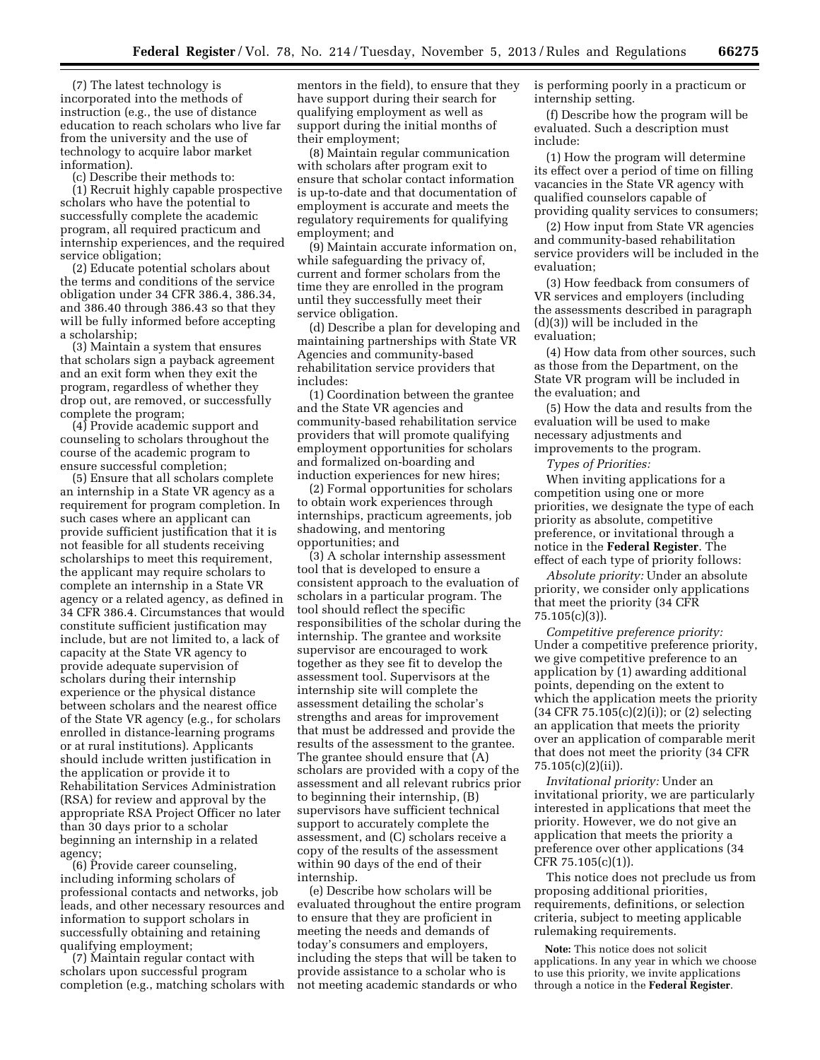(7) The latest technology is incorporated into the methods of instruction (e.g., the use of distance education to reach scholars who live far from the university and the use of technology to acquire labor market information).

(c) Describe their methods to:

(1) Recruit highly capable prospective scholars who have the potential to successfully complete the academic program, all required practicum and internship experiences, and the required service obligation;

(2) Educate potential scholars about the terms and conditions of the service obligation under 34 CFR 386.4, 386.34, and 386.40 through 386.43 so that they will be fully informed before accepting a scholarship;

(3) Maintain a system that ensures that scholars sign a payback agreement and an exit form when they exit the program, regardless of whether they drop out, are removed, or successfully complete the program;

(4) Provide academic support and counseling to scholars throughout the course of the academic program to ensure successful completion;

(5) Ensure that all scholars complete an internship in a State VR agency as a requirement for program completion. In such cases where an applicant can provide sufficient justification that it is not feasible for all students receiving scholarships to meet this requirement, the applicant may require scholars to complete an internship in a State VR agency or a related agency, as defined in 34 CFR 386.4. Circumstances that would constitute sufficient justification may include, but are not limited to, a lack of capacity at the State VR agency to provide adequate supervision of scholars during their internship experience or the physical distance between scholars and the nearest office of the State VR agency (e.g., for scholars enrolled in distance-learning programs or at rural institutions). Applicants should include written justification in the application or provide it to Rehabilitation Services Administration (RSA) for review and approval by the appropriate RSA Project Officer no later than 30 days prior to a scholar beginning an internship in a related agency;

(6) Provide career counseling, including informing scholars of professional contacts and networks, job leads, and other necessary resources and information to support scholars in successfully obtaining and retaining qualifying employment;

(7) Maintain regular contact with scholars upon successful program completion (e.g., matching scholars with mentors in the field), to ensure that they have support during their search for qualifying employment as well as support during the initial months of their employment;

(8) Maintain regular communication with scholars after program exit to ensure that scholar contact information is up-to-date and that documentation of employment is accurate and meets the regulatory requirements for qualifying employment; and

(9) Maintain accurate information on, while safeguarding the privacy of, current and former scholars from the time they are enrolled in the program until they successfully meet their service obligation.

(d) Describe a plan for developing and maintaining partnerships with State VR Agencies and community-based rehabilitation service providers that includes:

(1) Coordination between the grantee and the State VR agencies and community-based rehabilitation service providers that will promote qualifying employment opportunities for scholars and formalized on-boarding and induction experiences for new hires;

(2) Formal opportunities for scholars to obtain work experiences through internships, practicum agreements, job shadowing, and mentoring opportunities; and

(3) A scholar internship assessment tool that is developed to ensure a consistent approach to the evaluation of scholars in a particular program. The tool should reflect the specific responsibilities of the scholar during the internship. The grantee and worksite supervisor are encouraged to work together as they see fit to develop the assessment tool. Supervisors at the internship site will complete the assessment detailing the scholar's strengths and areas for improvement that must be addressed and provide the results of the assessment to the grantee. The grantee should ensure that (A) scholars are provided with a copy of the assessment and all relevant rubrics prior to beginning their internship, (B) supervisors have sufficient technical support to accurately complete the assessment, and (C) scholars receive a copy of the results of the assessment within 90 days of the end of their internship.

(e) Describe how scholars will be evaluated throughout the entire program to ensure that they are proficient in meeting the needs and demands of today's consumers and employers, including the steps that will be taken to provide assistance to a scholar who is not meeting academic standards or who is performing poorly in a practicum or internship setting.

(f) Describe how the program will be evaluated. Such a description must include:

(1) How the program will determine its effect over a period of time on filling vacancies in the State VR agency with qualified counselors capable of providing quality services to consumers;

(2) How input from State VR agencies and community-based rehabilitation service providers will be included in the evaluation;

(3) How feedback from consumers of VR services and employers (including the assessments described in paragraph (d)(3)) will be included in the evaluation;

(4) How data from other sources, such as those from the Department, on the State VR program will be included in the evaluation; and

(5) How the data and results from the evaluation will be used to make necessary adjustments and improvements to the program.

*Types of Priorities:*

When inviting applications for a competition using one or more priorities, we designate the type of each priority as absolute, competitive preference, or invitational through a notice in the **Federal Register**. The effect of each type of priority follows:

*Absolute priority:* Under an absolute priority, we consider only applications that meet the priority (34 CFR 75.105(c)(3)).

*Competitive preference priority:* Under a competitive preference priority, we give competitive preference to an application by (1) awarding additional points, depending on the extent to which the application meets the priority (34 CFR 75.105(c)(2)(i)); or (2) selecting an application that meets the priority over an application of comparable merit that does not meet the priority (34 CFR 75.105(c)(2)(ii)).

*Invitational priority:* Under an invitational priority, we are particularly interested in applications that meet the priority. However, we do not give an application that meets the priority a preference over other applications (34 CFR 75.105(c)(1)).

This notice does not preclude us from proposing additional priorities, requirements, definitions, or selection criteria, subject to meeting applicable rulemaking requirements.

**Note:** This notice does not solicit applications. In any year in which we choose to use this priority, we invite applications through a notice in the **Federal Register**.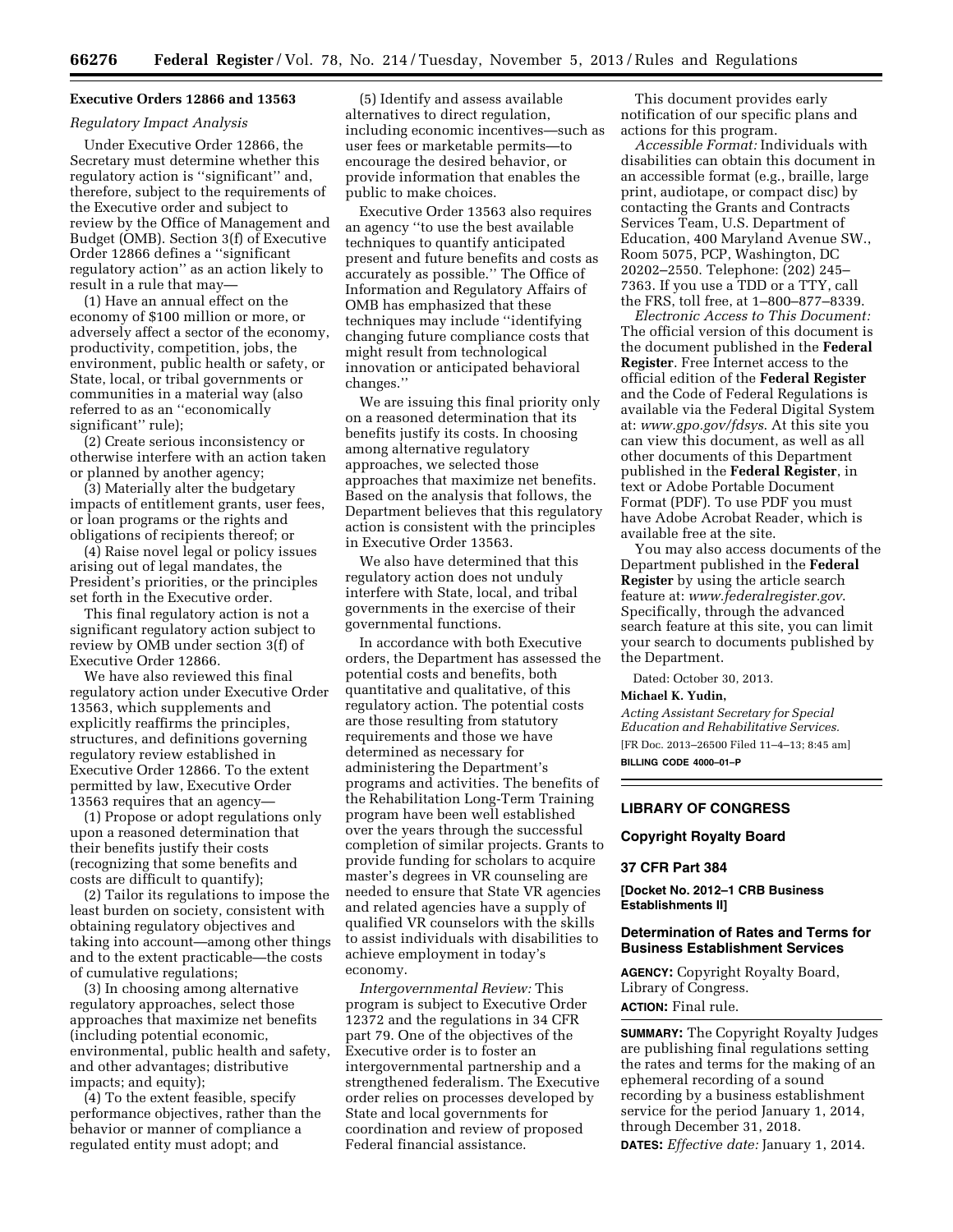### Executive Orders 12866 and 13563

*Regulatory Impact Analysis*

Under Executive Order 12866, the Secretary must determine whether this regulatory action is "significant" and, therefore, subject to the requirements of the Executive order and subject to review by the Office of Management and Budget (OMB). Section 3(f) of Executive Order 12866 defines a "significant regulatory action" as an action likely to result in a rule that may—

(1) Have an annual effect on the economy of $100 million or more, or adversely affect a sector of the economy, productivity, competition, jobs, the environment, public health or safety, or State, local, or tribal governments or communities in a material way (also referred to as an "economically significant" rule);

(2) Create serious inconsistency or otherwise interfere with an action taken or planned by another agency;

(3) Materially alter the budgetary impacts of entitlement grants, user fees, or loan programs or the rights and obligations of recipients thereof; or

(4) Raise novel legal or policy issues arising out of legal mandates, the President's priorities, or the principles set forth in the Executive order.

This final regulatory action is not a significant regulatory action subject to review by OMB under section 3(f) of Executive Order 12866.

We have also reviewed this final regulatory action under Executive Order 13563, which supplements and explicitly reaffirms the principles, structures, and definitions governing regulatory review established in Executive Order 12866. To the extent permitted by law, Executive Order 13563 requires that an agency—

(1) Propose or adopt regulations only upon a reasoned determination that their benefits justify their costs (recognizing that some benefits and costs are difficult to quantify);

(2) Tailor its regulations to impose the least burden on society, consistent with obtaining regulatory objectives and taking into account—among other things and to the extent practicable—the costs of cumulative regulations;

(3) In choosing among alternative regulatory approaches, select those approaches that maximize net benefits (including potential economic, environmental, public health and safety, and other advantages; distributive impacts; and equity);

(4) To the extent feasible, specify performance objectives, rather than the behavior or manner of compliance a regulated entity must adopt; and

(5) Identify and assess available alternatives to direct regulation, including economic incentives—such as user fees or marketable permits—to encourage the desired behavior, or provide information that enables the public to make choices.

Executive Order 13563 also requires an agency "to use the best available techniques to quantify anticipated present and future benefits and costs as accurately as possible." The Office of Information and Regulatory Affairs of OMB has emphasized that these techniques may include "identifying changing future compliance costs that might result from technological innovation or anticipated behavioral changes."

We are issuing this final priority only on a reasoned determination that its benefits justify its costs. In choosing among alternative regulatory approaches, we selected those approaches that maximize net benefits. Based on the analysis that follows, the Department believes that this regulatory action is consistent with the principles in Executive Order 13563.

We also have determined that this regulatory action does not unduly interfere with State, local, and tribal governments in the exercise of their governmental functions.

In accordance with both Executive orders, the Department has assessed the potential costs and benefits, both quantitative and qualitative, of this regulatory action. The potential costs are those resulting from statutory requirements and those we have determined as necessary for administering the Department's programs and activities. The benefits of the Rehabilitation Long-Term Training program have been well established over the years through the successful completion of similar projects. Grants to provide funding for scholars to acquire master's degrees in VR counseling are needed to ensure that State VR agencies and related agencies have a supply of qualified VR counselors with the skills to assist individuals with disabilities to achieve employment in today's economy.

*Intergovernmental Review:* This program is subject to Executive Order 12372 and the regulations in 34 CFR part 79. One of the objectives of the Executive order is to foster an intergovernmental partnership and a strengthened federalism. The Executive order relies on processes developed by State and local governments for coordination and review of proposed Federal financial assistance.

This document provides early notification of our specific plans and actions for this program.

*Accessible Format:* Individuals with disabilities can obtain this document in an accessible format (e.g., braille, large print, audiotape, or compact disc) by contacting the Grants and Contracts Services Team, U.S. Department of Education, 400 Maryland Avenue SW., Room 5075, PCP, Washington, DC 20202–2550. Telephone: (202) 245–7363. If you use a TDD or a TTY, call the FRS, toll free, at 1–800–877–8339.

*Electronic Access to This Document:* The official version of this document is the document published in the **Federal Register**. Free Internet access to the official edition of the **Federal Register** and the Code of Federal Regulations is available via the Federal Digital System at: *www.gpo.gov/fdsys*. At this site you can view this document, as well as all other documents of this Department published in the **Federal Register**, in text or Adobe Portable Document Format (PDF). To use PDF you must have Adobe Acrobat Reader, which is available free at the site.

You may also access documents of the Department published in the **Federal Register** by using the article search feature at: *www.federalregister.gov*. Specifically, through the advanced search feature at this site, you can limit your search to documents published by the Department.

Dated: October 30, 2013.

**Michael K. Yudin,**

*Acting Assistant Secretary for Special Education and Rehabilitative Services.*

[FR Doc. 2013–26500 Filed 11–4–13; 8:45 am]

**BILLING CODE 4000–01–P**

---

## LIBRARY OF CONGRESS

### Copyright Royalty Board

### 37 CFR Part 384

**[Docket No. 2012–1 CRB Business Establishments II]**

### Determination of Rates and Terms for Business Establishment Services

**AGENCY:** Copyright Royalty Board, Library of Congress.

**ACTION:** Final rule.

**SUMMARY:** The Copyright Royalty Judges are publishing final regulations setting the rates and terms for the making of an ephemeral recording of a sound recording by a business establishment service for the period January 1, 2014, through December 31, 2018.

**DATES:** *Effective date:* January 1, 2014.